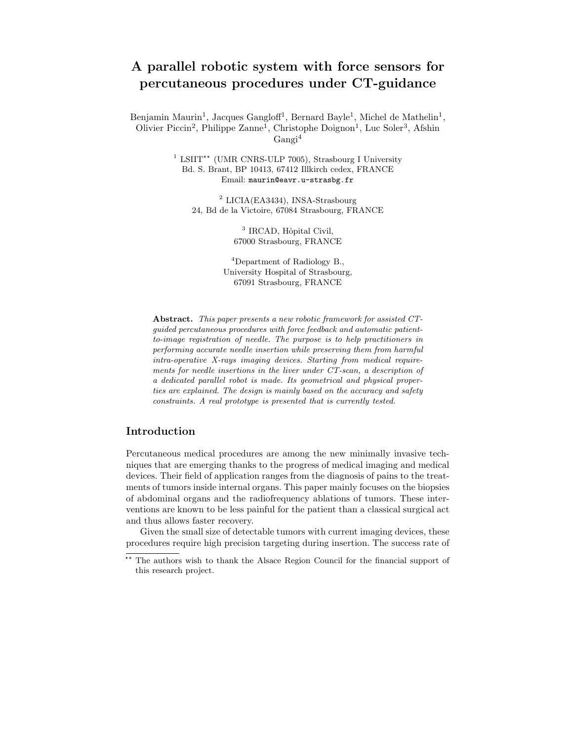# A parallel robotic system with force sensors for percutaneous procedures under CT-guidance

Benjamin Maurin[1], Jacques Gangloff[1], Bernard Bayle[1], Michel de Mathelin[1], Olivier Piccin[2], Philippe Zanne[1], Christophe Doignon[1], Luc Soler[3], Afshin Gangi[4]

[1] LSIIT[**] (UMR CNRS-ULP 7005), Strasbourg I University
Bd. S. Brant, BP 10413, 67412 Illkirch cedex, FRANCE
Email: maurin@eavr.u-strasbg.fr

[2] LICIA(EA3434), INSA-Strasbourg
24, Bd de la Victoire, 67084 Strasbourg, FRANCE

[3] IRCAD, Hôpital Civil,
67000 Strasbourg, FRANCE

[4]Department of Radiology B.,
University Hospital of Strasbourg,
67091 Strasbourg, FRANCE

**Abstract.** *This paper presents a new robotic framework for assisted CT-guided percutaneous procedures with force feedback and automatic patient-to-image registration of needle. The purpose is to help practitioners in performing accurate needle insertion while preserving them from harmful intra-operative X-rays imaging devices. Starting from medical requirements for needle insertions in the liver under CT-scan, a description of a dedicated parallel robot is made. Its geometrical and physical properties are explained. The design is mainly based on the accuracy and safety constraints. A real prototype is presented that is currently tested.*

## Introduction

Percutaneous medical procedures are among the new minimally invasive techniques that are emerging thanks to the progress of medical imaging and medical devices. Their field of application ranges from the diagnosis of pains to the treatments of tumors inside internal organs. This paper mainly focuses on the biopsies of abdominal organs and the radiofrequency ablations of tumors. These interventions are known to be less painful for the patient than a classical surgical act and thus allows faster recovery.

Given the small size of detectable tumors with current imaging devices, these procedures require high precision targeting during insertion. The success rate of

[**] The authors wish to thank the Alsace Region Council for the financial support of this research project.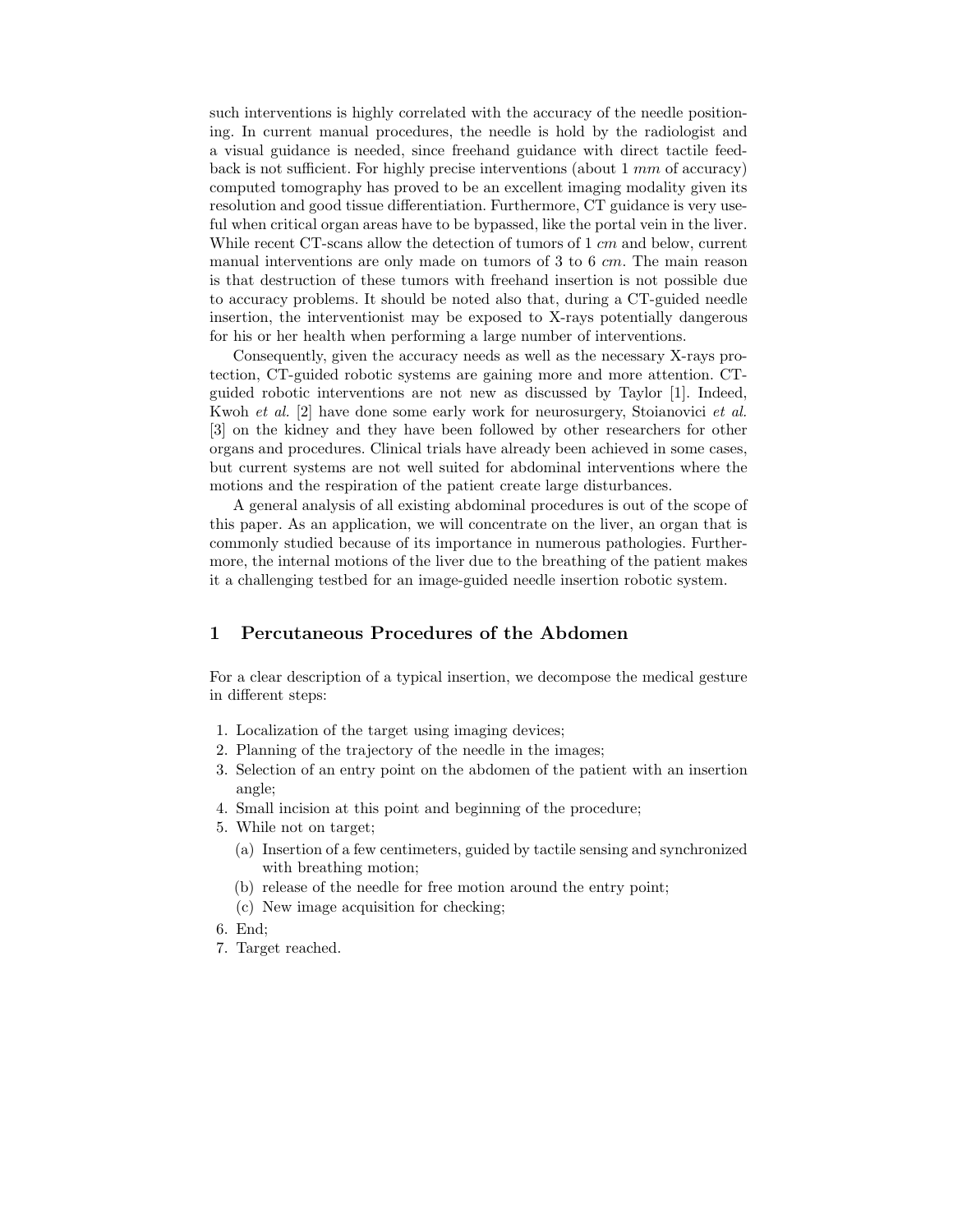such interventions is highly correlated with the accuracy of the needle positioning. In current manual procedures, the needle is hold by the radiologist and a visual guidance is needed, since freehand guidance with direct tactile feedback is not sufficient. For highly precise interventions (about 1 *mm* of accuracy) computed tomography has proved to be an excellent imaging modality given its resolution and good tissue differentiation. Furthermore, CT guidance is very useful when critical organ areas have to be bypassed, like the portal vein in the liver. While recent CT-scans allow the detection of tumors of 1 *cm* and below, current manual interventions are only made on tumors of 3 to 6 *cm*. The main reason is that destruction of these tumors with freehand insertion is not possible due to accuracy problems. It should be noted also that, during a CT-guided needle insertion, the interventionist may be exposed to X-rays potentially dangerous for his or her health when performing a large number of interventions.

Consequently, given the accuracy needs as well as the necessary X-rays protection, CT-guided robotic systems are gaining more and more attention. CT-guided robotic interventions are not new as discussed by Taylor [1]. Indeed, Kwoh *et al.* [2] have done some early work for neurosurgery, Stoianovici *et al.* [3] on the kidney and they have been followed by other researchers for other organs and procedures. Clinical trials have already been achieved in some cases, but current systems are not well suited for abdominal interventions where the motions and the respiration of the patient create large disturbances.

A general analysis of all existing abdominal procedures is out of the scope of this paper. As an application, we will concentrate on the liver, an organ that is commonly studied because of its importance in numerous pathologies. Furthermore, the internal motions of the liver due to the breathing of the patient makes it a challenging testbed for an image-guided needle insertion robotic system.

## 1 Percutaneous Procedures of the Abdomen

For a clear description of a typical insertion, we decompose the medical gesture in different steps:

1. Localization of the target using imaging devices;
2. Planning of the trajectory of the needle in the images;
3. Selection of an entry point on the abdomen of the patient with an insertion angle;
4. Small incision at this point and beginning of the procedure;
5. While not on target;
   (a) Insertion of a few centimeters, guided by tactile sensing and synchronized with breathing motion;
   (b) release of the needle for free motion around the entry point;
   (c) New image acquisition for checking;
6. End;
7. Target reached.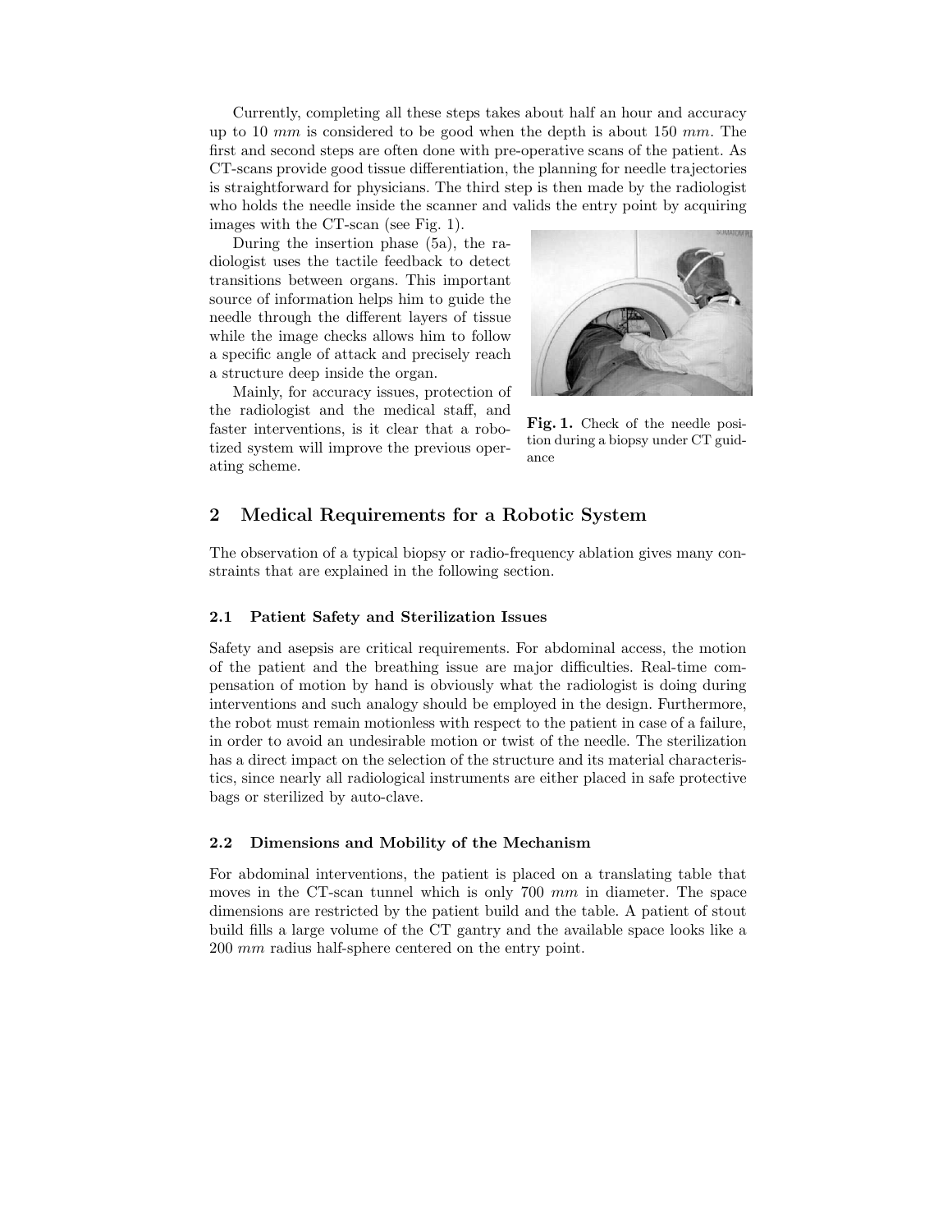Currently, completing all these steps takes about half an hour and accuracy up to 10 $mm$ is considered to be good when the depth is about 150 $mm$. The first and second steps are often done with pre-operative scans of the patient. As CT-scans provide good tissue differentiation, the planning for needle trajectories is straightforward for physicians. The third step is then made by the radiologist who holds the needle inside the scanner and valids the entry point by acquiring images with the CT-scan (see Fig. 1).

During the insertion phase (5a), the radiologist uses the tactile feedback to detect transitions between organs. This important source of information helps him to guide the needle through the different layers of tissue while the image checks allows him to follow a specific angle of attack and precisely reach a structure deep inside the organ.

Mainly, for accuracy issues, protection of the radiologist and the medical staff, and faster interventions, is it clear that a robotized system will improve the previous operating scheme.

**Fig. 1.** Check of the needle position during a biopsy under CT guidance

## 2 Medical Requirements for a Robotic System

The observation of a typical biopsy or radio-frequency ablation gives many constraints that are explained in the following section.

### 2.1 Patient Safety and Sterilization Issues

Safety and asepsis are critical requirements. For abdominal access, the motion of the patient and the breathing issue are major difficulties. Real-time compensation of motion by hand is obviously what the radiologist is doing during interventions and such analogy should be employed in the design. Furthermore, the robot must remain motionless with respect to the patient in case of a failure, in order to avoid an undesirable motion or twist of the needle. The sterilization has a direct impact on the selection of the structure and its material characteristics, since nearly all radiological instruments are either placed in safe protective bags or sterilized by auto-clave.

### 2.2 Dimensions and Mobility of the Mechanism

For abdominal interventions, the patient is placed on a translating table that moves in the CT-scan tunnel which is only 700 $mm$ in diameter. The space dimensions are restricted by the patient build and the table. A patient of stout build fills a large volume of the CT gantry and the available space looks like a 200 $mm$ radius half-sphere centered on the entry point.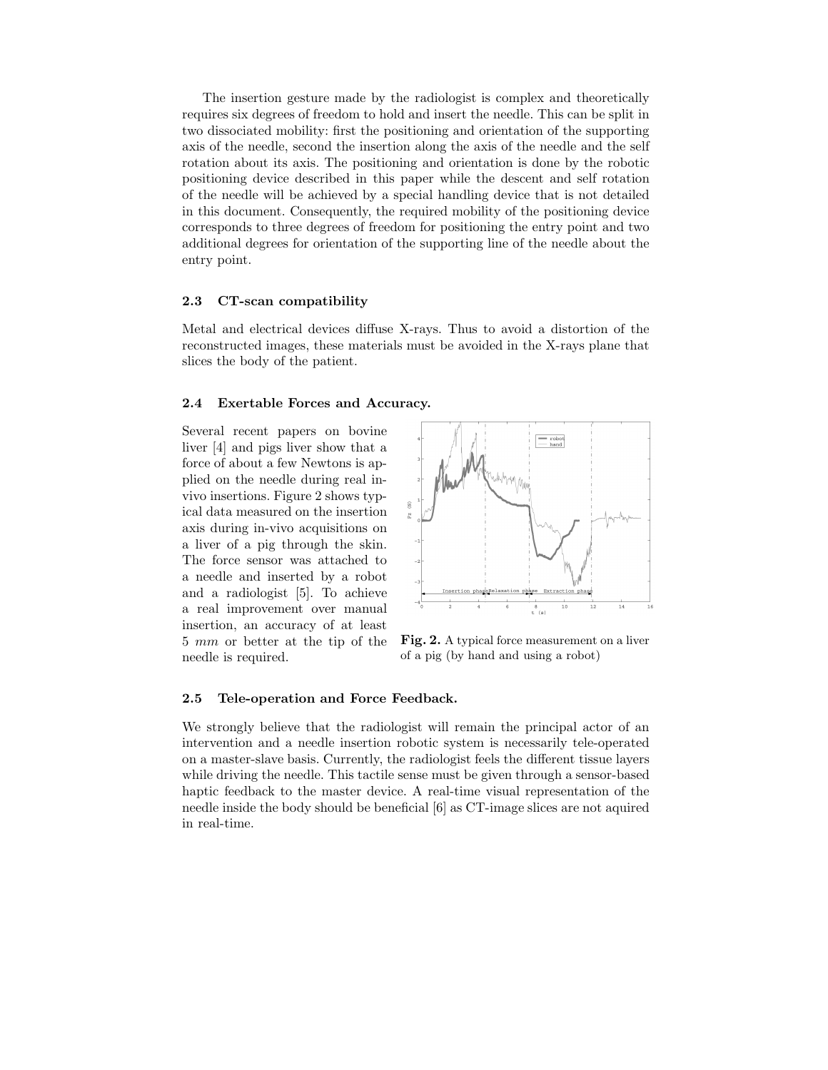The insertion gesture made by the radiologist is complex and theoretically requires six degrees of freedom to hold and insert the needle. This can be split in two dissociated mobility: first the positioning and orientation of the supporting axis of the needle, second the insertion along the axis of the needle and the self rotation about its axis. The positioning and orientation is done by the robotic positioning device described in this paper while the descent and self rotation of the needle will be achieved by a special handling device that is not detailed in this document. Consequently, the required mobility of the positioning device corresponds to three degrees of freedom for positioning the entry point and two additional degrees for orientation of the supporting line of the needle about the entry point.

### 2.3 CT-scan compatibility

Metal and electrical devices diffuse X-rays. Thus to avoid a distortion of the reconstructed images, these materials must be avoided in the X-rays plane that slices the body of the patient.

### 2.4 Exertable Forces and Accuracy.

Several recent papers on bovine liver [4] and pigs liver show that a force of about a few Newtons is applied on the needle during real in-vivo insertions. Figure 2 shows typical data measured on the insertion axis during in-vivo acquisitions on a liver of a pig through the skin. The force sensor was attached to a needle and inserted by a robot and a radiologist [5]. To achieve a real improvement over manual insertion, an accuracy of at least 5 $mm$ or better at the tip of the needle is required.

**Fig. 2.** A typical force measurement on a liver of a pig (by hand and using a robot)

### 2.5 Tele-operation and Force Feedback.

We strongly believe that the radiologist will remain the principal actor of an intervention and a needle insertion robotic system is necessarily tele-operated on a master-slave basis. Currently, the radiologist feels the different tissue layers while driving the needle. This tactile sense must be given through a sensor-based haptic feedback to the master device. A real-time visual representation of the needle inside the body should be beneficial [6] as CT-image slices are not aquired in real-time.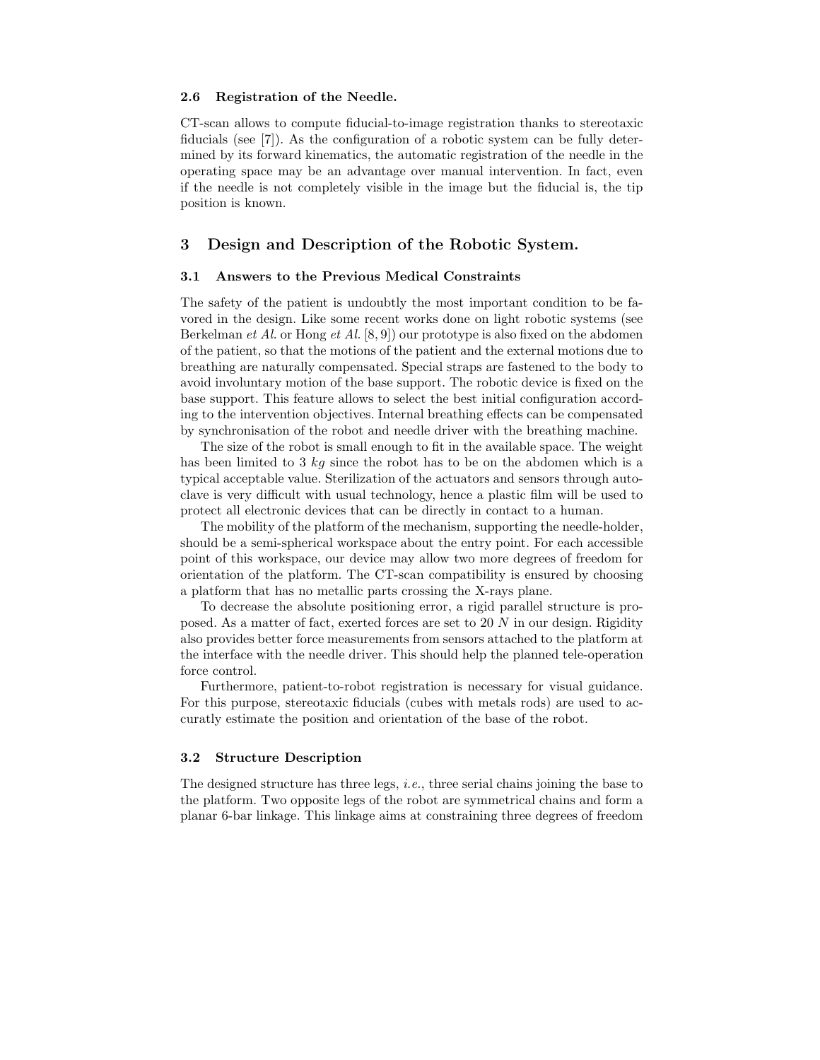### 2.6 Registration of the Needle.

CT-scan allows to compute fiducial-to-image registration thanks to stereotaxic fiducials (see [7]). As the configuration of a robotic system can be fully determined by its forward kinematics, the automatic registration of the needle in the operating space may be an advantage over manual intervention. In fact, even if the needle is not completely visible in the image but the fiducial is, the tip position is known.

## 3 Design and Description of the Robotic System.

### 3.1 Answers to the Previous Medical Constraints

The safety of the patient is undoubtly the most important condition to be favored in the design. Like some recent works done on light robotic systems (see Berkelman *et Al.* or Hong *et Al.* [8, 9]) our prototype is also fixed on the abdomen of the patient, so that the motions of the patient and the external motions due to breathing are naturally compensated. Special straps are fastened to the body to avoid involuntary motion of the base support. The robotic device is fixed on the base support. This feature allows to select the best initial configuration according to the intervention objectives. Internal breathing effects can be compensated by synchronisation of the robot and needle driver with the breathing machine.

The size of the robot is small enough to fit in the available space. The weight has been limited to 3 $kg$ since the robot has to be on the abdomen which is a typical acceptable value. Sterilization of the actuators and sensors through autoclave is very difficult with usual technology, hence a plastic film will be used to protect all electronic devices that can be directly in contact to a human.

The mobility of the platform of the mechanism, supporting the needle-holder, should be a semi-spherical workspace about the entry point. For each accessible point of this workspace, our device may allow two more degrees of freedom for orientation of the platform. The CT-scan compatibility is ensured by choosing a platform that has no metallic parts crossing the X-rays plane.

To decrease the absolute positioning error, a rigid parallel structure is proposed. As a matter of fact, exerted forces are set to 20 $N$ in our design. Rigidity also provides better force measurements from sensors attached to the platform at the interface with the needle driver. This should help the planned tele-operation force control.

Furthermore, patient-to-robot registration is necessary for visual guidance. For this purpose, stereotaxic fiducials (cubes with metals rods) are used to accuratly estimate the position and orientation of the base of the robot.

### 3.2 Structure Description

The designed structure has three legs, *i.e.*, three serial chains joining the base to the platform. Two opposite legs of the robot are symmetrical chains and form a planar 6-bar linkage. This linkage aims at constraining three degrees of freedom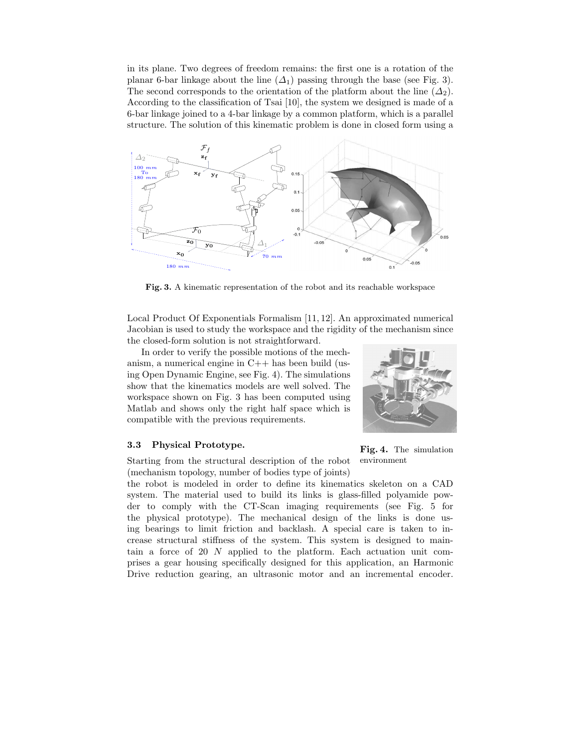in its plane. Two degrees of freedom remains: the first one is a rotation of the planar 6-bar linkage about the line ($\Delta_1$) passing through the base (see Fig. 3). The second corresponds to the orientation of the platform about the line ($\Delta_2$). According to the classification of Tsai [10], the system we designed is made of a 6-bar linkage joined to a 4-bar linkage by a common platform, which is a parallel structure. The solution of this kinematic problem is done in closed form using a

**Fig. 3.** A kinematic representation of the robot and its reachable workspace

Local Product Of Exponentials Formalism [11, 12]. An approximated numerical Jacobian is used to study the workspace and the rigidity of the mechanism since the closed-form solution is not straightforward.

In order to verify the possible motions of the mechanism, a numerical engine in C++ has been build (using Open Dynamic Engine, see Fig. 4). The simulations show that the kinematics models are well solved. The workspace shown on Fig. 3 has been computed using Matlab and shows only the right half space which is compatible with the previous requirements.

**Fig. 4.** The simulation environment

### 3.3 Physical Prototype.

Starting from the structural description of the robot (mechanism topology, number of bodies type of joints) the robot is modeled in order to define its kinematics skeleton on a CAD system. The material used to build its links is glass-filled polyamide powder to comply with the CT-Scan imaging requirements (see Fig. 5 for the physical prototype). The mechanical design of the links is done using bearings to limit friction and backlash. A special care is taken to increase structural stiffness of the system. This system is designed to maintain a force of 20 $N$ applied to the platform. Each actuation unit comprises a gear housing specifically designed for this application, an Harmonic Drive reduction gearing, an ultrasonic motor and an incremental encoder.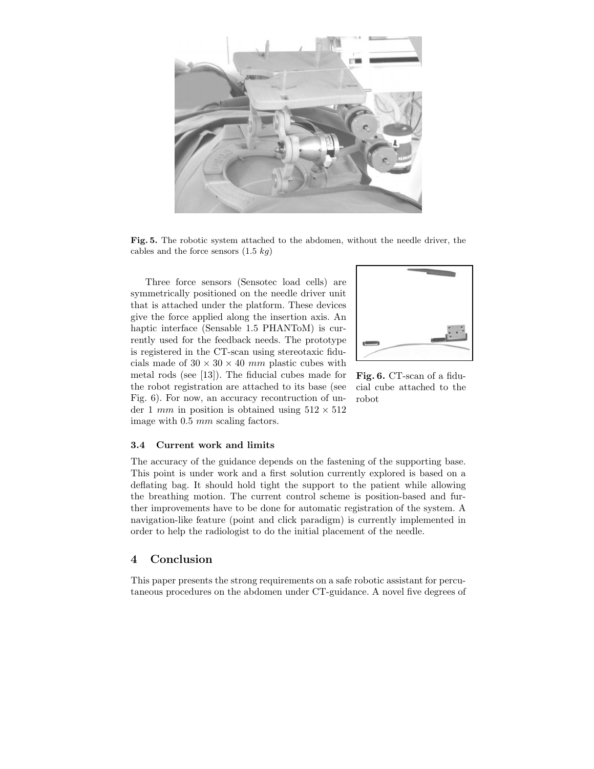Fig. 5. The robotic system attached to the abdomen, without the needle driver, the cables and the force sensors (1.5 $kg$)

Three force sensors (Sensotec load cells) are symmetrically positioned on the needle driver unit that is attached under the platform. These devices give the force applied along the insertion axis. An haptic interface (Sensable 1.5 PHANToM) is currently used for the feedback needs. The prototype is registered in the CT-scan using stereotaxic fiducials made of $30 \times 30 \times 40$ $mm$ plastic cubes with metal rods (see [13]). The fiducial cubes made for the robot registration are attached to its base (see Fig. 6). For now, an accuracy recontruction of under 1 $mm$ in position is obtained using $512 \times 512$ image with 0.5 $mm$ scaling factors.

**Fig. 6.** CT-scan of a fiducial cube attached to the robot

### 3.4 Current work and limits

The accuracy of the guidance depends on the fastening of the supporting base. This point is under work and a first solution currently explored is based on a deflating bag. It should hold tight the support to the patient while allowing the breathing motion. The current control scheme is position-based and further improvements have to be done for automatic registration of the system. A navigation-like feature (point and click paradigm) is currently implemented in order to help the radiologist to do the initial placement of the needle.

## 4 Conclusion

This paper presents the strong requirements on a safe robotic assistant for percutaneous procedures on the abdomen under CT-guidance. A novel five degrees of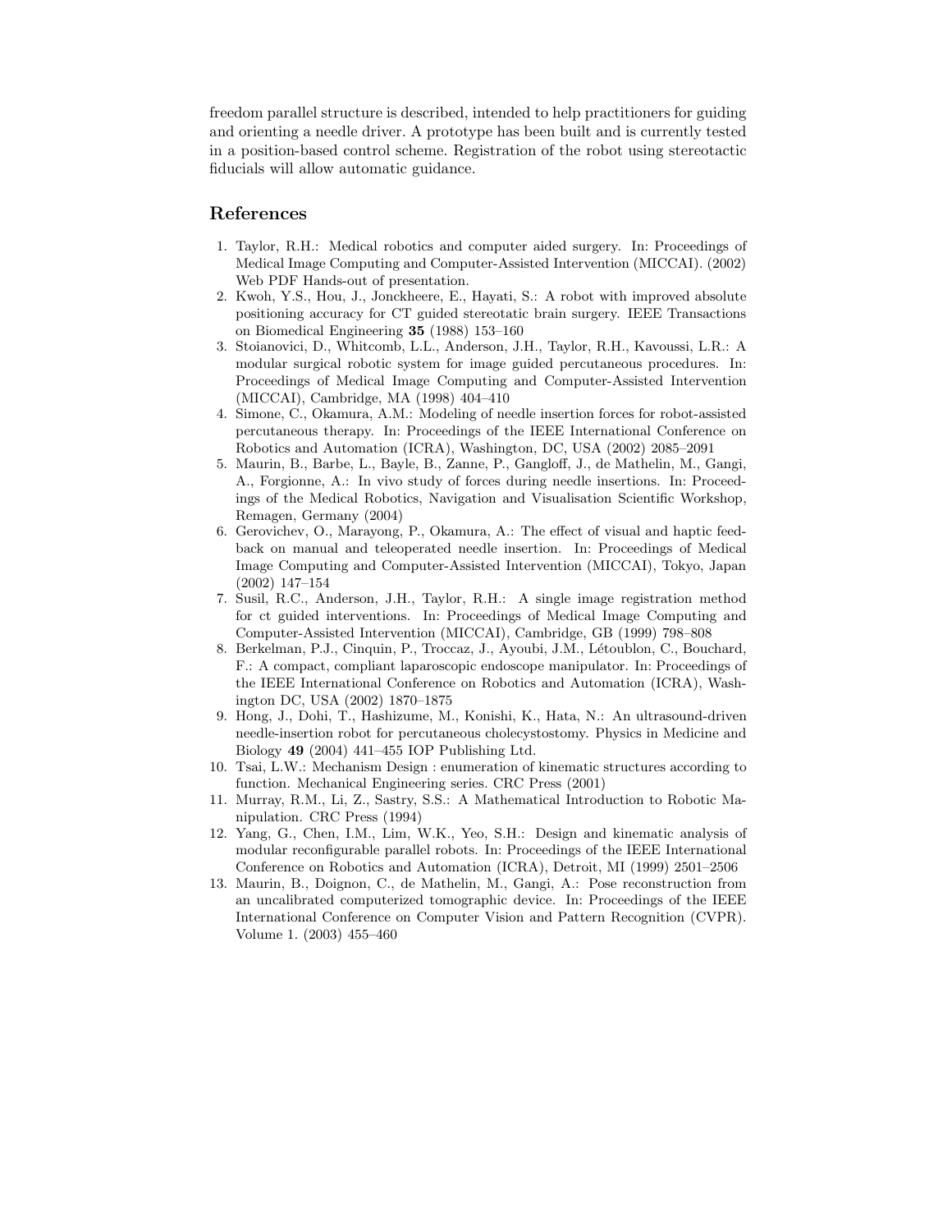freedom parallel structure is described, intended to help practitioners for guiding and orienting a needle driver. A prototype has been built and is currently tested in a position-based control scheme. Registration of the robot using stereotactic fiducials will allow automatic guidance.

## References

1. Taylor, R.H.: Medical robotics and computer aided surgery. In: Proceedings of Medical Image Computing and Computer-Assisted Intervention (MICCAI). (2002) Web PDF Hands-out of presentation.
2. Kwoh, Y.S., Hou, J., Jonckheere, E., Hayati, S.: A robot with improved absolute positioning accuracy for CT guided stereotatic brain surgery. IEEE Transactions on Biomedical Engineering **35** (1988) 153–160
3. Stoianovici, D., Whitcomb, L.L., Anderson, J.H., Taylor, R.H., Kavoussi, L.R.: A modular surgical robotic system for image guided percutaneous procedures. In: Proceedings of Medical Image Computing and Computer-Assisted Intervention (MICCAI), Cambridge, MA (1998) 404–410
4. Simone, C., Okamura, A.M.: Modeling of needle insertion forces for robot-assisted percutaneous therapy. In: Proceedings of the IEEE International Conference on Robotics and Automation (ICRA), Washington, DC, USA (2002) 2085–2091
5. Maurin, B., Barbe, L., Bayle, B., Zanne, P., Gangloff, J., de Mathelin, M., Gangi, A., Forgionne, A.: In vivo study of forces during needle insertions. In: Proceedings of the Medical Robotics, Navigation and Visualisation Scientific Workshop, Remagen, Germany (2004)
6. Gerovichev, O., Marayong, P., Okamura, A.: The effect of visual and haptic feedback on manual and teleoperated needle insertion. In: Proceedings of Medical Image Computing and Computer-Assisted Intervention (MICCAI), Tokyo, Japan (2002) 147–154
7. Susil, R.C., Anderson, J.H., Taylor, R.H.: A single image registration method for ct guided interventions. In: Proceedings of Medical Image Computing and Computer-Assisted Intervention (MICCAI), Cambridge, GB (1999) 798–808
8. Berkelman, P.J., Cinquin, P., Troccaz, J., Ayoubi, J.M., Létoublon, C., Bouchard, F.: A compact, compliant laparoscopic endoscope manipulator. In: Proceedings of the IEEE International Conference on Robotics and Automation (ICRA), Washington DC, USA (2002) 1870–1875
9. Hong, J., Dohi, T., Hashizume, M., Konishi, K., Hata, N.: An ultrasound-driven needle-insertion robot for percutaneous cholecystostomy. Physics in Medicine and Biology **49** (2004) 441–455 IOP Publishing Ltd.
10. Tsai, L.W.: Mechanism Design : enumeration of kinematic structures according to function. Mechanical Engineering series. CRC Press (2001)
11. Murray, R.M., Li, Z., Sastry, S.S.: A Mathematical Introduction to Robotic Manipulation. CRC Press (1994)
12. Yang, G., Chen, I.M., Lim, W.K., Yeo, S.H.: Design and kinematic analysis of modular reconfigurable parallel robots. In: Proceedings of the IEEE International Conference on Robotics and Automation (ICRA), Detroit, MI (1999) 2501–2506
13. Maurin, B., Doignon, C., de Mathelin, M., Gangi, A.: Pose reconstruction from an uncalibrated computerized tomographic device. In: Proceedings of the IEEE International Conference on Computer Vision and Pattern Recognition (CVPR). Volume 1. (2003) 455–460